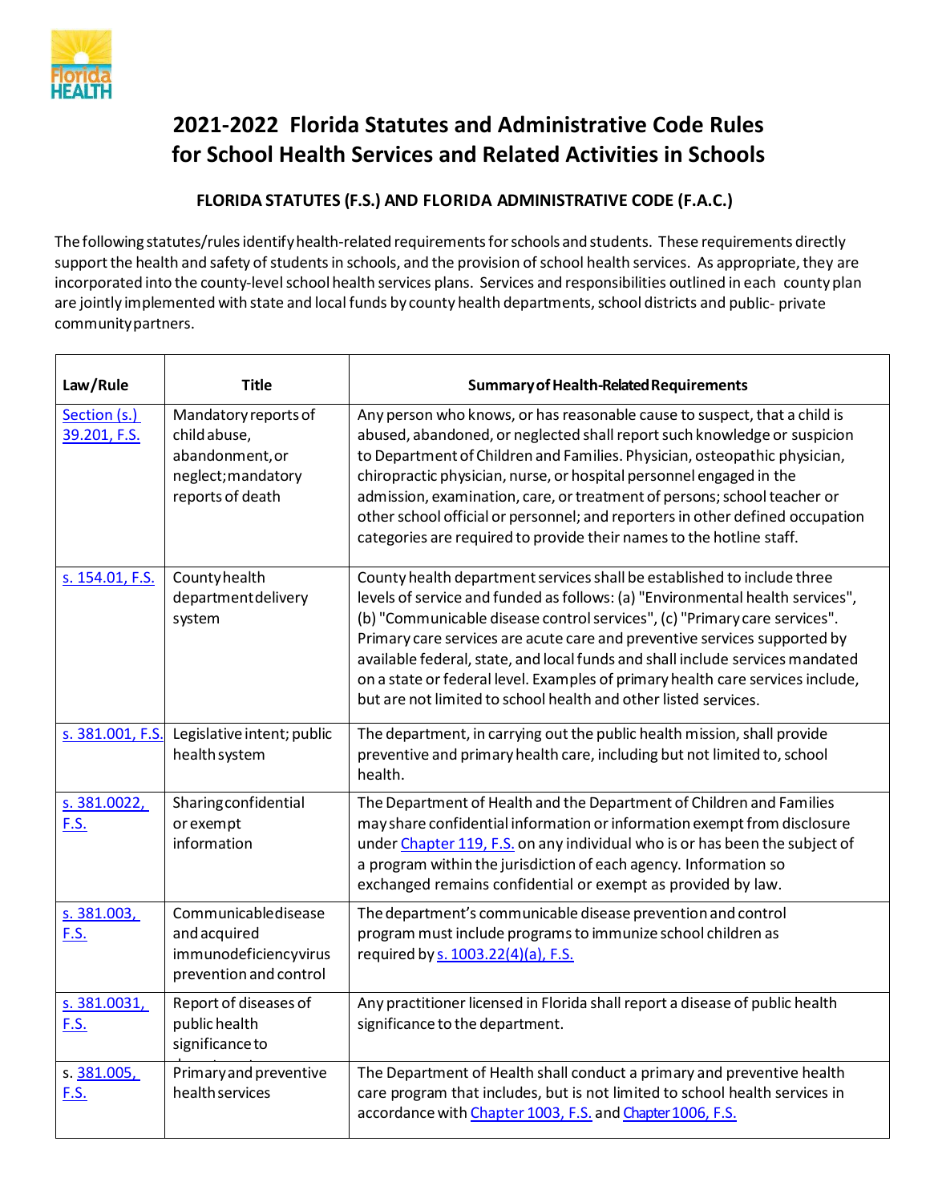# 2021-2022 Florida Statutes and Administrative Code Rules for School Health Services and Related Activities in Schools

## FLORIDA STATUTES (F.S.) AND FLORIDA ADMINISTRATIVE CODE (F.A.C.)

The following statutes/rules identify health-related requirements for schools and students. These requirements directly support the health and safety of students in schools, and the provision of school health services. As appropriate, they are incorporated into the county-level school health services plans. Services and responsibilities outlined in each county plan are jointly implemented with state and local funds by county health departments, school districts and public- private community partners.

| Law/Rule | Title | Summary of Health-Related Requirements |
|---|---|---|
| Section (s.) 39.201, F.S. | Mandatory reports of child abuse, abandonment, or neglect; mandatory reports of death | Any person who knows, or has reasonable cause to suspect, that a child is abused, abandoned, or neglected shall report such knowledge or suspicion to Department of Children and Families. Physician, osteopathic physician, chiropractic physician, nurse, or hospital personnel engaged in the admission, examination, care, or treatment of persons; school teacher or other school official or personnel; and reporters in other defined occupation categories are required to provide their names to the hotline staff. |
| s. 154.01, F.S. | County health department delivery system | County health department services shall be established to include three levels of service and funded as follows: (a) "Environmental health services", (b) "Communicable disease control services", (c) "Primary care services". Primary care services are acute care and preventive services supported by available federal, state, and local funds and shall include services mandated on a state or federal level. Examples of primary health care services include, but are not limited to school health and other listed services. |
| s. 381.001, F.S. | Legislative intent; public health system | The department, in carrying out the public health mission, shall provide preventive and primary health care, including but not limited to, school health. |
| s. 381.0022, F.S. | Sharing confidential or exempt information | The Department of Health and the Department of Children and Families may share confidential information or information exempt from disclosure under Chapter 119, F.S. on any individual who is or has been the subject of a program within the jurisdiction of each agency. Information so exchanged remains confidential or exempt as provided by law. |
| s. 381.003, F.S. | Communicable disease and acquired immunodeficiency virus prevention and control | The department's communicable disease prevention and control program must include programs to immunize school children as required by s. 1003.22(4)(a), F.S. |
| s. 381.0031, F.S. | Report of diseases of public health significance to department | Any practitioner licensed in Florida shall report a disease of public health significance to the department. |
| s. 381.005, F.S. | Primary and preventive health services | The Department of Health shall conduct a primary and preventive health care program that includes, but is not limited to school health services in accordance with Chapter 1003, F.S. and Chapter 1006, F.S. |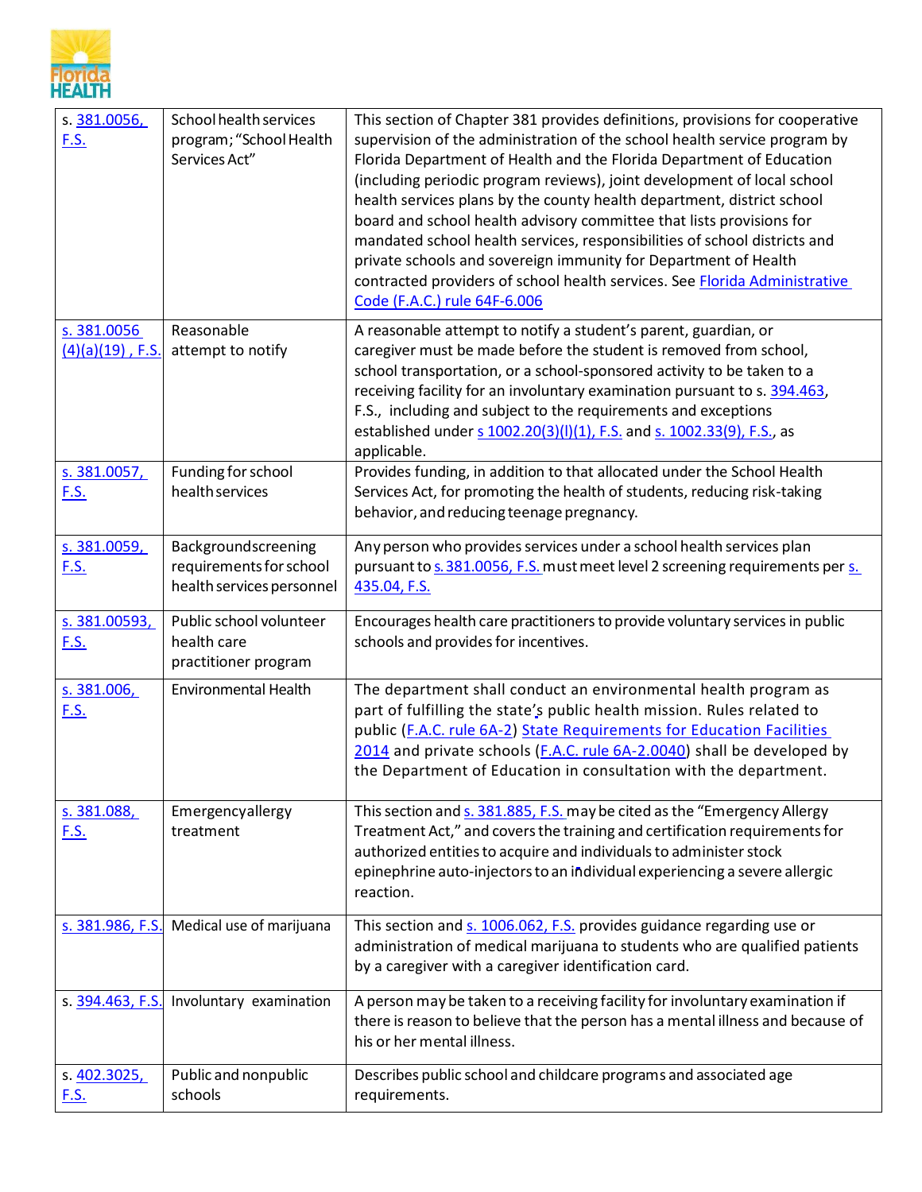| | | |
|---|---|---|
| s. 381.0056, F.S. | School health services program; "School Health Services Act" | This section of Chapter 381 provides definitions, provisions for cooperative supervision of the administration of the school health service program by Florida Department of Health and the Florida Department of Education (including periodic program reviews), joint development of local school health services plans by the county health department, district school board and school health advisory committee that lists provisions for mandated school health services, responsibilities of school districts and private schools and sovereign immunity for Department of Health contracted providers of school health services. See Florida Administrative Code (F.A.C.) rule 64F-6.006 |
| s. 381.0056 (4)(a)(19) , F.S. | Reasonable attempt to notify | A reasonable attempt to notify a student's parent, guardian, or caregiver must be made before the student is removed from school, school transportation, or a school-sponsored activity to be taken to a receiving facility for an involuntary examination pursuant to s. 394.463, F.S., including and subject to the requirements and exceptions established under s 1002.20(3)(l)(1), F.S. and s. 1002.33(9), F.S., as applicable. |
| s. 381.0057, F.S. | Funding for school health services | Provides funding, in addition to that allocated under the School Health Services Act, for promoting the health of students, reducing risk-taking behavior, and reducing teenage pregnancy. |
| s. 381.0059, F.S. | Background screening requirements for school health services personnel | Any person who provides services under a school health services plan pursuant to s. 381.0056, F.S. must meet level 2 screening requirements per s. 435.04, F.S. |
| s. 381.00593, F.S. | Public school volunteer health care practitioner program | Encourages health care practitioners to provide voluntary services in public schools and provides for incentives. |
| s. 381.006, F.S. | Environmental Health | The department shall conduct an environmental health program as part of fulfilling the state's public health mission. Rules related to public (F.A.C. rule 6A-2) State Requirements for Education Facilities 2014 and private schools (F.A.C. rule 6A-2.0040) shall be developed by the Department of Education in consultation with the department. |
| s. 381.088, F.S. | Emergency allergy treatment | This section and s. 381.885, F.S. may be cited as the "Emergency Allergy Treatment Act," and covers the training and certification requirements for authorized entities to acquire and individuals to administer stock epinephrine auto-injectors to an individual experiencing a severe allergic reaction. |
| s. 381.986, F.S. | Medical use of marijuana | This section and s. 1006.062, F.S. provides guidance regarding use or administration of medical marijuana to students who are qualified patients by a caregiver with a caregiver identification card. |
| s. 394.463, F.S. | Involuntary examination | A person may be taken to a receiving facility for involuntary examination if there is reason to believe that the person has a mental illness and because of his or her mental illness. |
| s. 402.3025, F.S. | Public and nonpublic schools | Describes public school and childcare programs and associated age requirements. |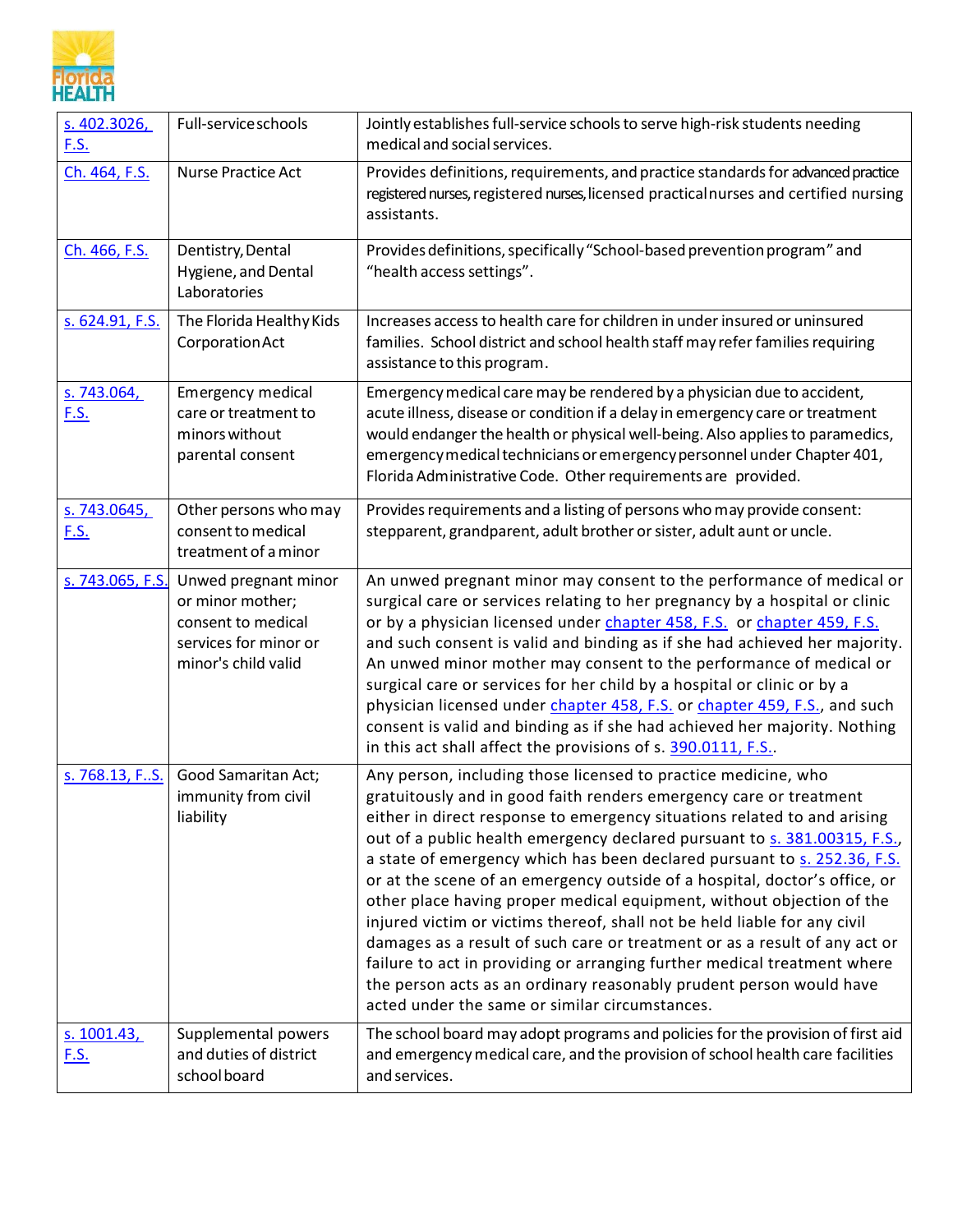| s. 402.3026, F.S. | Full-service schools | Jointly establishes full-service schools to serve high-risk students needing medical and social services. |
|---|---|---|
| Ch. 464, F.S. | Nurse Practice Act | Provides definitions, requirements, and practice standards for advanced practice registered nurses, registered nurses, licensed practical nurses and certified nursing assistants. |
| Ch. 466, F.S. | Dentistry, Dental Hygiene, and Dental Laboratories | Provides definitions, specifically "School-based prevention program" and "health access settings". |
| s. 624.91, F.S. | The Florida Healthy Kids Corporation Act | Increases access to health care for children in under insured or uninsured families. School district and school health staff may refer families requiring assistance to this program. |
| s. 743.064, F.S. | Emergency medical care or treatment to minors without parental consent | Emergency medical care may be rendered by a physician due to accident, acute illness, disease or condition if a delay in emergency care or treatment would endanger the health or physical well-being. Also applies to paramedics, emergency medical technicians or emergency personnel under Chapter 401, Florida Administrative Code. Other requirements are provided. |
| s. 743.0645, F.S. | Other persons who may consent to medical treatment of a minor | Provides requirements and a listing of persons who may provide consent: stepparent, grandparent, adult brother or sister, adult aunt or uncle. |
| s. 743.065, F.S. | Unwed pregnant minor or minor mother; consent to medical services for minor or minor's child valid | An unwed pregnant minor may consent to the performance of medical or surgical care or services relating to her pregnancy by a hospital or clinic or by a physician licensed under chapter 458, F.S. or chapter 459, F.S. and such consent is valid and binding as if she had achieved her majority. An unwed minor mother may consent to the performance of medical or surgical care or services for her child by a hospital or clinic or by a physician licensed under chapter 458, F.S. or chapter 459, F.S., and such consent is valid and binding as if she had achieved her majority. Nothing in this act shall affect the provisions of s. 390.0111, F.S.. |
| s. 768.13, F..S. | Good Samaritan Act; immunity from civil liability | Any person, including those licensed to practice medicine, who gratuitously and in good faith renders emergency care or treatment either in direct response to emergency situations related to and arising out of a public health emergency declared pursuant to s. 381.00315, F.S., a state of emergency which has been declared pursuant to s. 252.36, F.S. or at the scene of an emergency outside of a hospital, doctor's office, or other place having proper medical equipment, without objection of the injured victim or victims thereof, shall not be held liable for any civil damages as a result of such care or treatment or as a result of any act or failure to act in providing or arranging further medical treatment where the person acts as an ordinary reasonably prudent person would have acted under the same or similar circumstances. |
| s. 1001.43, F.S. | Supplemental powers and duties of district school board | The school board may adopt programs and policies for the provision of first aid and emergency medical care, and the provision of school health care facilities and services. |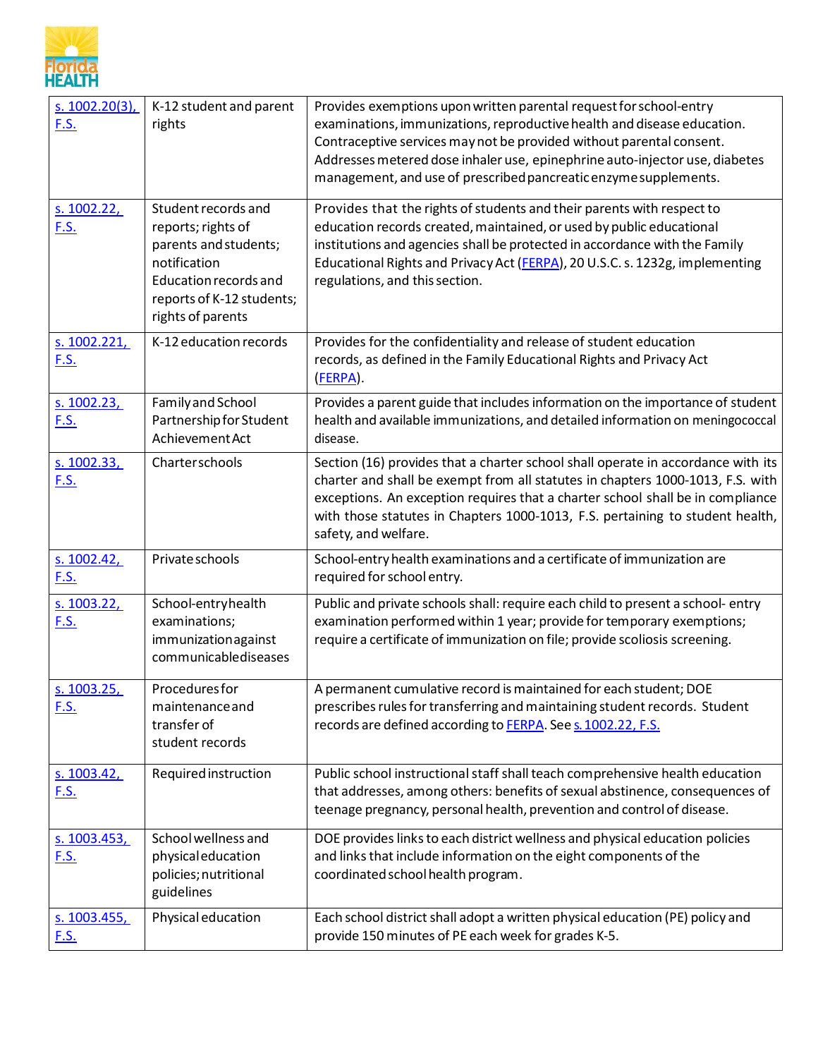| | | |
|---|---|---|
| [s. 1002.20(3), F.S.]() | K-12 student and parent rights | Provides exemptions upon written parental request for school-entry examinations, immunizations, reproductive health and disease education. Contraceptive services may not be provided without parental consent. Addresses metered dose inhaler use, epinephrine auto-injector use, diabetes management, and use of prescribed pancreatic enzyme supplements. |
| [s. 1002.22, F.S.]() | Student records and reports; rights of parents and students; notification Education records and reports of K-12 students; rights of parents | Provides that the rights of students and their parents with respect to education records created, maintained, or used by public educational institutions and agencies shall be protected in accordance with the Family Educational Rights and Privacy Act ([FERPA]()), 20 U.S.C. s. 1232g, implementing regulations, and this section. |
| [s. 1002.221, F.S.]() | K-12 education records | Provides for the confidentiality and release of student education records, as defined in the Family Educational Rights and Privacy Act ([FERPA]()). |
| [s. 1002.23, F.S.]() | Family and School Partnership for Student Achievement Act | Provides a parent guide that includes information on the importance of student health and available immunizations, and detailed information on meningococcal disease. |
| [s. 1002.33, F.S.]() | Charter schools | Section (16) provides that a charter school shall operate in accordance with its charter and shall be exempt from all statutes in chapters 1000-1013, F.S. with exceptions. An exception requires that a charter school shall be in compliance with those statutes in Chapters 1000-1013, F.S. pertaining to student health, safety, and welfare. |
| [s. 1002.42, F.S.]() | Private schools | School-entry health examinations and a certificate of immunization are required for school entry. |
| [s. 1003.22, F.S.]() | School-entry health examinations; immunization against communicable diseases | Public and private schools shall: require each child to present a school- entry examination performed within 1 year; provide for temporary exemptions; require a certificate of immunization on file; provide scoliosis screening. |
| [s. 1003.25, F.S.]() | Procedures for maintenance and transfer of student records | A permanent cumulative record is maintained for each student; DOE prescribes rules for transferring and maintaining student records. Student records are defined according to [FERPA](). See [s. 1002.22, F.S.]() |
| [s. 1003.42, F.S.]() | Required instruction | Public school instructional staff shall teach comprehensive health education that addresses, among others: benefits of sexual abstinence, consequences of teenage pregnancy, personal health, prevention and control of disease. |
| [s. 1003.453, F.S.]() | School wellness and physical education policies; nutritional guidelines | DOE provides links to each district wellness and physical education policies and links that include information on the eight components of the coordinated school health program. |
| [s. 1003.455, F.S.]() | Physical education | Each school district shall adopt a written physical education (PE) policy and provide 150 minutes of PE each week for grades K-5. |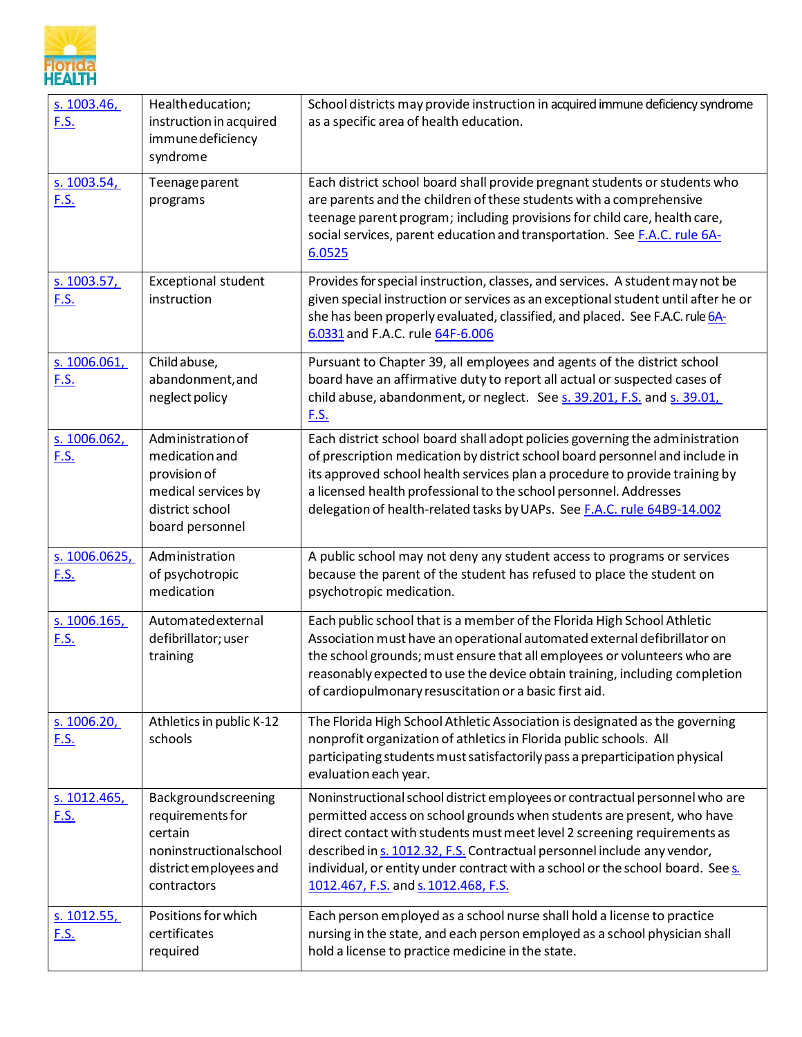| s. 1003.46, F.S. | Health education; instruction in acquired immune deficiency syndrome | School districts may provide instruction in acquired immune deficiency syndrome as a specific area of health education. |
|---|---|---|
| s. 1003.54, F.S. | Teenage parent programs | Each district school board shall provide pregnant students or students who are parents and the children of these students with a comprehensive teenage parent program; including provisions for child care, health care, social services, parent education and transportation. See F.A.C. rule 6A-6.0525 |
| s. 1003.57, F.S. | Exceptional student instruction | Provides for special instruction, classes, and services. A student may not be given special instruction or services as an exceptional student until after he or she has been properly evaluated, classified, and placed. See F.A.C. rule 6A-6.0331 and F.A.C. rule 64F-6.006 |
| s. 1006.061, F.S. | Child abuse, abandonment, and neglect policy | Pursuant to Chapter 39, all employees and agents of the district school board have an affirmative duty to report all actual or suspected cases of child abuse, abandonment, or neglect. See s. 39.201, F.S. and s. 39.01, F.S. |
| s. 1006.062, F.S. | Administration of medication and provision of medical services by district school board personnel | Each district school board shall adopt policies governing the administration of prescription medication by district school board personnel and include in its approved school health services plan a procedure to provide training by a licensed health professional to the school personnel. Addresses delegation of health-related tasks by UAPs. See F.A.C. rule 64B9-14.002 |
| s. 1006.0625, F.S. | Administration of psychotropic medication | A public school may not deny any student access to programs or services because the parent of the student has refused to place the student on psychotropic medication. |
| s. 1006.165, F.S. | Automated external defibrillator; user training | Each public school that is a member of the Florida High School Athletic Association must have an operational automated external defibrillator on the school grounds; must ensure that all employees or volunteers who are reasonably expected to use the device obtain training, including completion of cardiopulmonary resuscitation or a basic first aid. |
| s. 1006.20, F.S. | Athletics in public K-12 schools | The Florida High School Athletic Association is designated as the governing nonprofit organization of athletics in Florida public schools. All participating students must satisfactorily pass a preparticipation physical evaluation each year. |
| s. 1012.465, F.S. | Background screening requirements for certain noninstructional school district employees and contractors | Noninstructional school district employees or contractual personnel who are permitted access on school grounds when students are present, who have direct contact with students must meet level 2 screening requirements as described in s. 1012.32, F.S. Contractual personnel include any vendor, individual, or entity under contract with a school or the school board. See s. 1012.467, F.S. and s. 1012.468, F.S. |
| s. 1012.55, F.S. | Positions for which certificates required | Each person employed as a school nurse shall hold a license to practice nursing in the state, and each person employed as a school physician shall hold a license to practice medicine in the state. |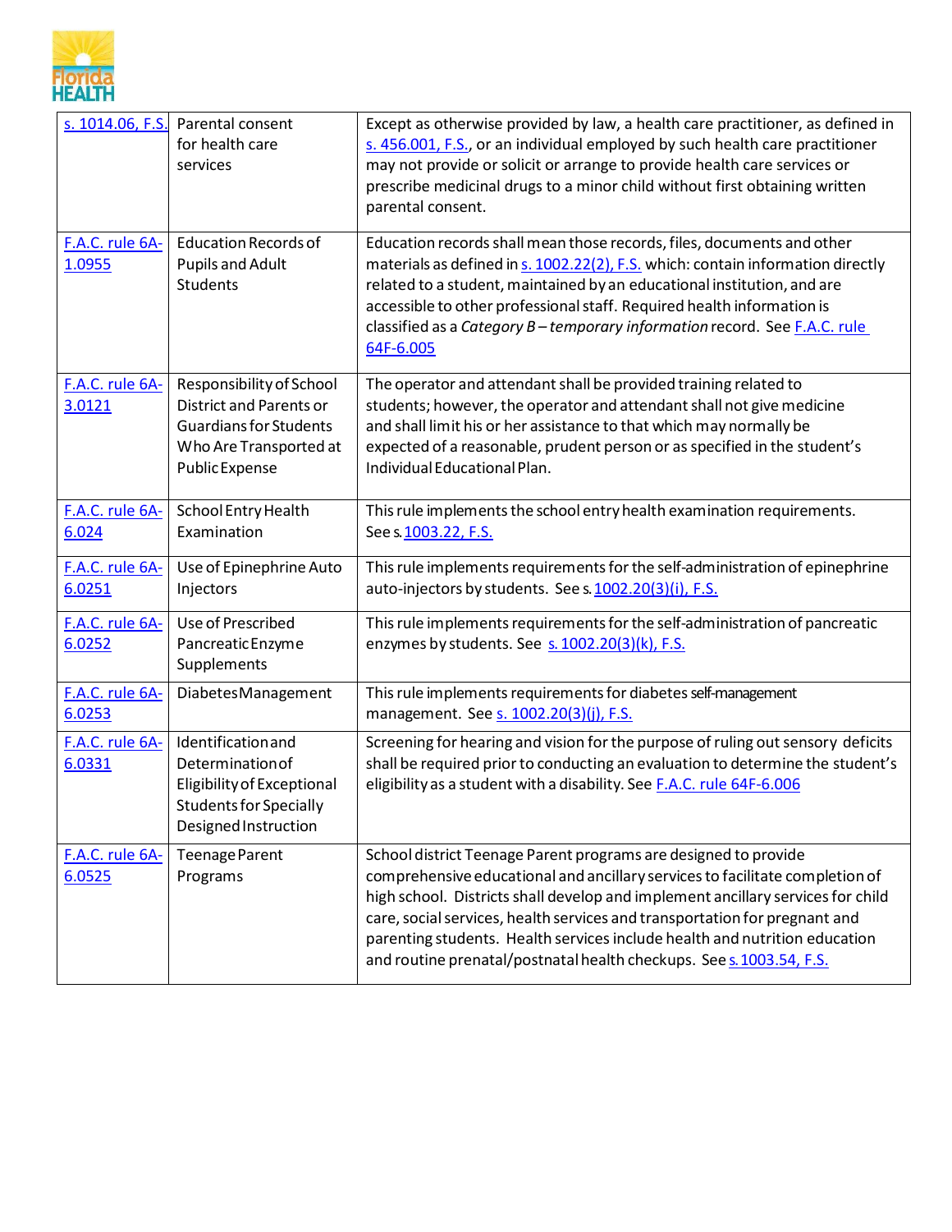| s. 1014.06, F.S. | Parental consent for health care services | Except as otherwise provided by law, a health care practitioner, as defined in s. 456.001, F.S., or an individual employed by such health care practitioner may not provide or solicit or arrange to provide health care services or prescribe medicinal drugs to a minor child without first obtaining written parental consent. |
|---|---|---|
| F.A.C. rule 6A-1.0955 | Education Records of Pupils and Adult Students | Education records shall mean those records, files, documents and other materials as defined in s. 1002.22(2), F.S. which: contain information directly related to a student, maintained by an educational institution, and are accessible to other professional staff. Required health information is classified as a *Category B – temporary information* record. See F.A.C. rule 64F-6.005 |
| F.A.C. rule 6A-3.0121 | Responsibility of School District and Parents or Guardians for Students Who Are Transported at Public Expense | The operator and attendant shall be provided training related to students; however, the operator and attendant shall not give medicine and shall limit his or her assistance to that which may normally be expected of a reasonable, prudent person or as specified in the student's Individual Educational Plan. |
| F.A.C. rule 6A-6.024 | School Entry Health Examination | This rule implements the school entry health examination requirements. See s. 1003.22, F.S. |
| F.A.C. rule 6A-6.0251 | Use of Epinephrine Auto Injectors | This rule implements requirements for the self-administration of epinephrine auto-injectors by students. See s. 1002.20(3)(i), F.S. |
| F.A.C. rule 6A-6.0252 | Use of Prescribed Pancreatic Enzyme Supplements | This rule implements requirements for the self-administration of pancreatic enzymes by students. See s. 1002.20(3)(k), F.S. |
| F.A.C. rule 6A-6.0253 | Diabetes Management | This rule implements requirements for diabetes self-management management. See s. 1002.20(3)(j), F.S. |
| F.A.C. rule 6A-6.0331 | Identification and Determination of Eligibility of Exceptional Students for Specially Designed Instruction | Screening for hearing and vision for the purpose of ruling out sensory deficits shall be required prior to conducting an evaluation to determine the student's eligibility as a student with a disability. See F.A.C. rule 64F-6.006 |
| F.A.C. rule 6A-6.0525 | Teenage Parent Programs | School district Teenage Parent programs are designed to provide comprehensive educational and ancillary services to facilitate completion of high school. Districts shall develop and implement ancillary services for child care, social services, health services and transportation for pregnant and parenting students. Health services include health and nutrition education and routine prenatal/postnatal health checkups. See s. 1003.54, F.S. |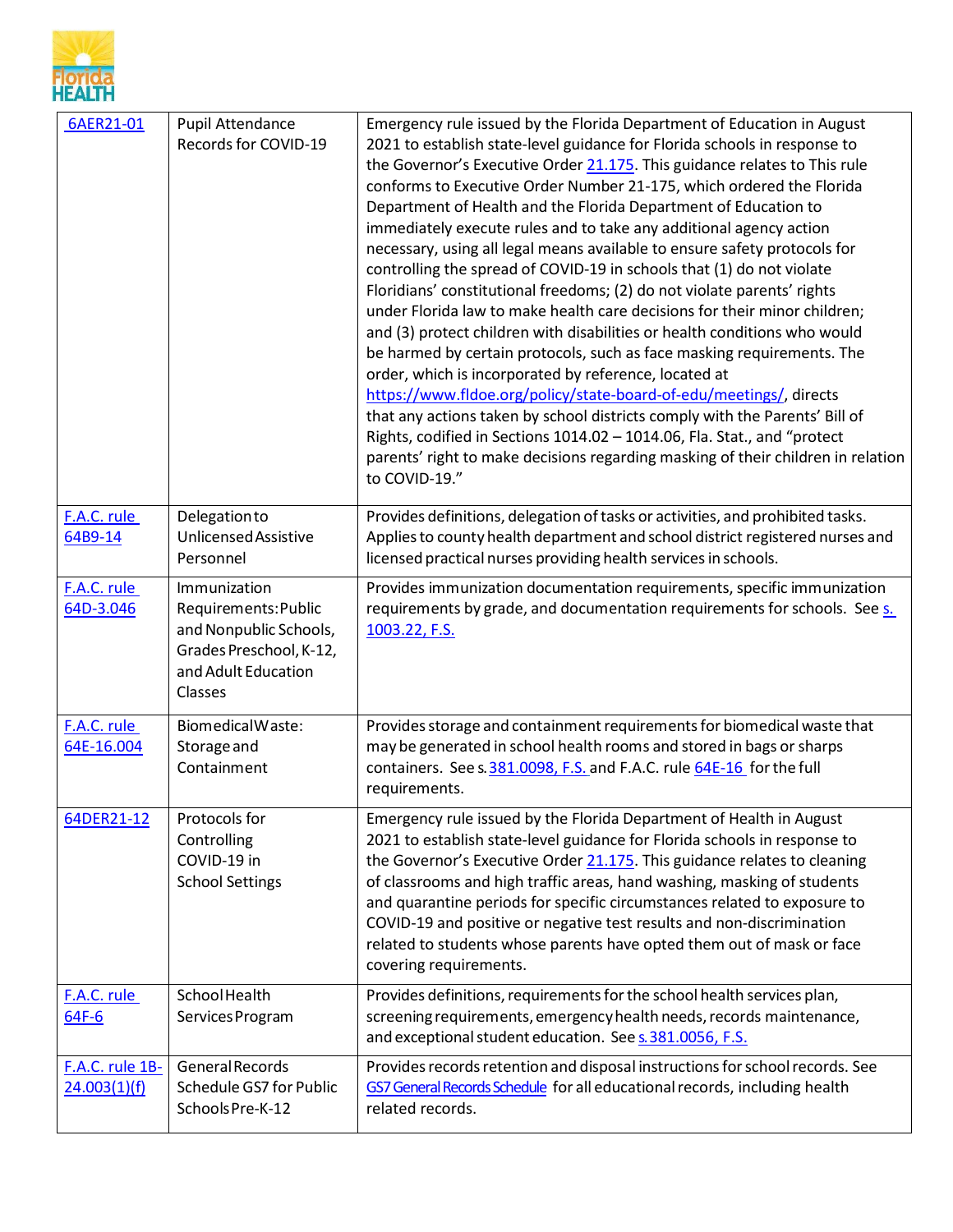| [6AER21-01]() | Pupil Attendance Records for COVID-19 | Emergency rule issued by the Florida Department of Education in August 2021 to establish state-level guidance for Florida schools in response to the Governor's Executive Order [21.175](). This guidance relates to This rule conforms to Executive Order Number 21-175, which ordered the Florida Department of Health and the Florida Department of Education to immediately execute rules and to take any additional agency action necessary, using all legal means available to ensure safety protocols for controlling the spread of COVID-19 in schools that (1) do not violate Floridians' constitutional freedoms; (2) do not violate parents' rights under Florida law to make health care decisions for their minor children; and (3) protect children with disabilities or health conditions who would be harmed by certain protocols, such as face masking requirements. The order, which is incorporated by reference, located at [https://www.fldoe.org/policy/state-board-of-edu/meetings/](https://www.fldoe.org/policy/state-board-of-edu/meetings/), directs that any actions taken by school districts comply with the Parents' Bill of Rights, codified in Sections 1014.02 – 1014.06, Fla. Stat., and "protect parents' right to make decisions regarding masking of their children in relation to COVID-19." |
|---|---|---|
| [F.A.C. rule 64B9-14]() | Delegation to Unlicensed Assistive Personnel | Provides definitions, delegation of tasks or activities, and prohibited tasks. Applies to county health department and school district registered nurses and licensed practical nurses providing health services in schools. |
| [F.A.C. rule 64D-3.046]() | Immunization Requirements: Public and Nonpublic Schools, Grades Preschool, K-12, and Adult Education Classes | Provides immunization documentation requirements, specific immunization requirements by grade, and documentation requirements for schools. See [s. 1003.22, F.S.]() |
| [F.A.C. rule 64E-16.004]() | Biomedical Waste: Storage and Containment | Provides storage and containment requirements for biomedical waste that may be generated in school health rooms and stored in bags or sharps containers. See s. [381.0098, F.S.]() and F.A.C. rule [64E-16]() for the full requirements. |
| [64DER21-12]() | Protocols for Controlling COVID-19 in School Settings | Emergency rule issued by the Florida Department of Health in August 2021 to establish state-level guidance for Florida schools in response to the Governor's Executive Order [21.175](). This guidance relates to cleaning of classrooms and high traffic areas, hand washing, masking of students and quarantine periods for specific circumstances related to exposure to COVID-19 and positive or negative test results and non-discrimination related to students whose parents have opted them out of mask or face covering requirements. |
| [F.A.C. rule 64F-6]() | School Health Services Program | Provides definitions, requirements for the school health services plan, screening requirements, emergency health needs, records maintenance, and exceptional student education. See [s.381.0056, F.S.]() |
| [F.A.C. rule 1B-24.003(1)(f)]() | General Records Schedule GS7 for Public Schools Pre-K-12 | Provides records retention and disposal instructions for school records. See [GS7 General Records Schedule]() for all educational records, including health related records. |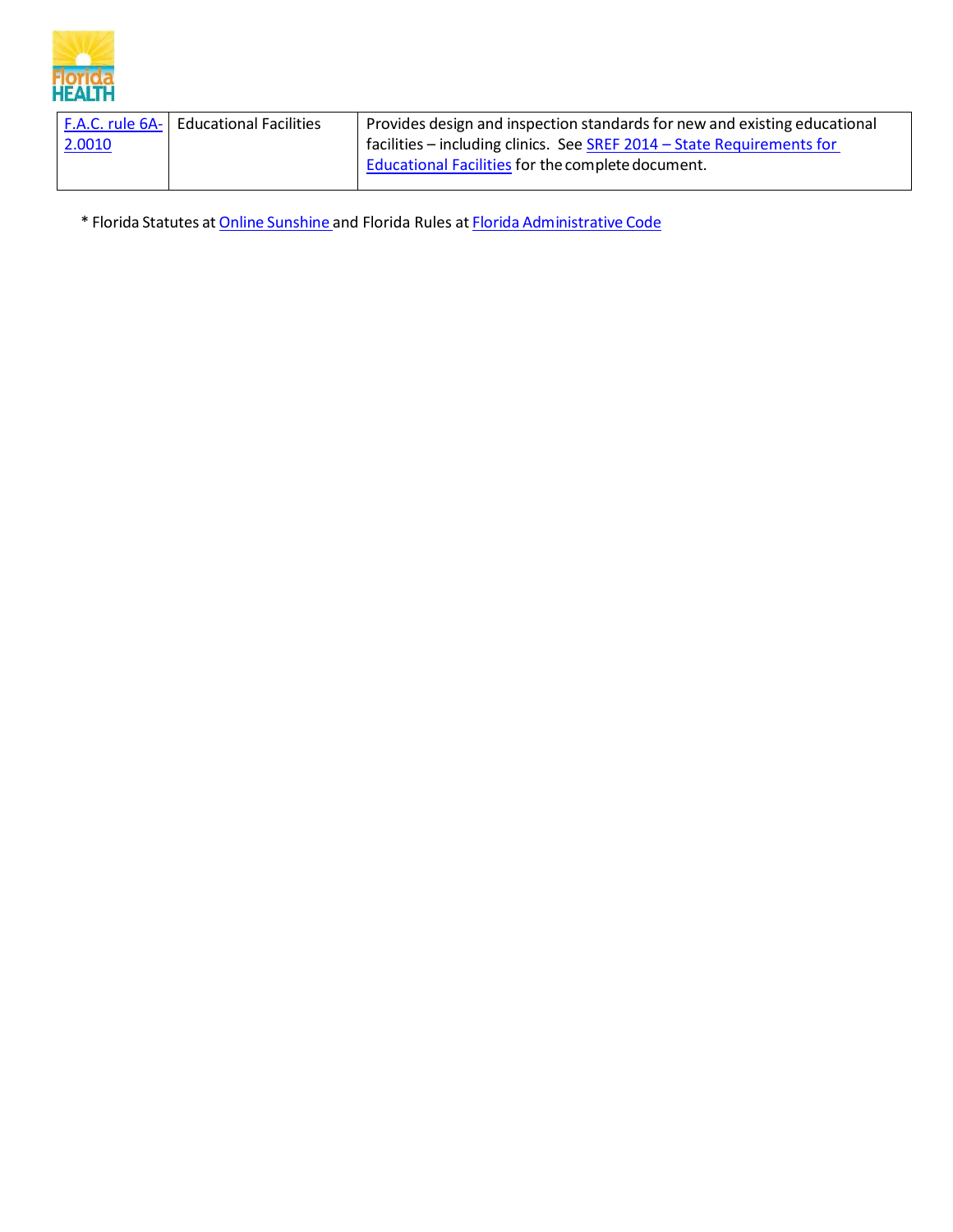| | | |
|---|---|---|
| F.A.C. rule 6A-2.0010 | Educational Facilities | Provides design and inspection standards for new and existing educational facilities – including clinics. See SREF 2014 – State Requirements for Educational Facilities for the complete document. |

* Florida Statutes at Online Sunshine and Florida Rules at Florida Administrative Code